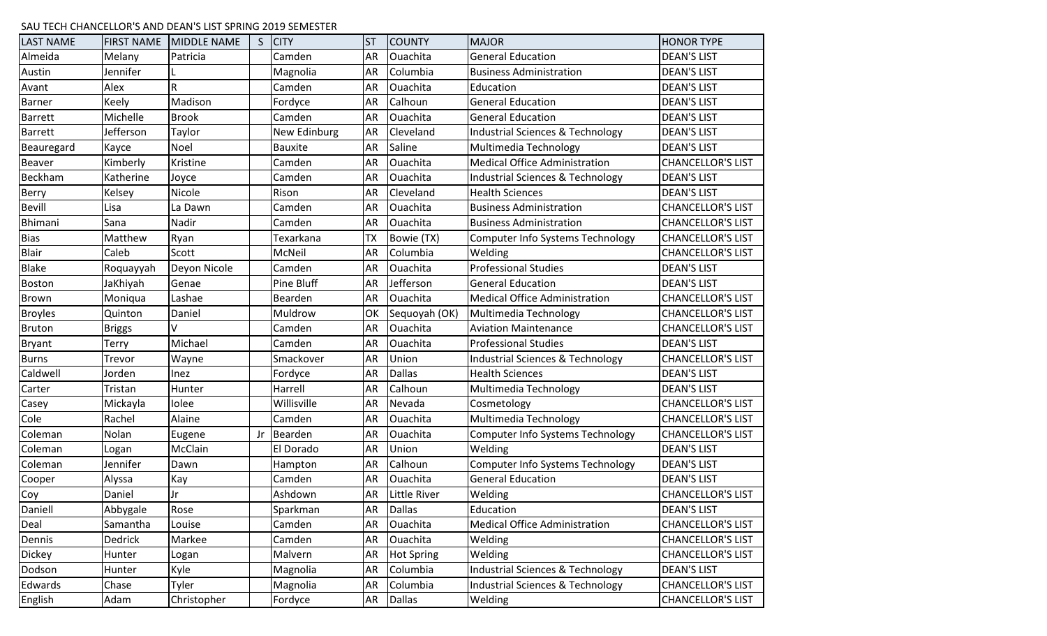SAU TECH CHANCELLOR'S AND DEAN'S LIST SPRING 2019 SEMESTER

| LAST NAME | FIRST NAME | MIDDLE NAME | S | CITY | ST | COUNTY | MAJOR | HONOR TYPE |
|---|---|---|---|---|---|---|---|---|
| Almeida | Melany | Patricia | | Camden | AR | Ouachita | General Education | DEAN'S LIST |
| Austin | Jennifer | L | | Magnolia | AR | Columbia | Business Administration | DEAN'S LIST |
| Avant | Alex | R | | Camden | AR | Ouachita | Education | DEAN'S LIST |
| Barner | Keely | Madison | | Fordyce | AR | Calhoun | General Education | DEAN'S LIST |
| Barrett | Michelle | Brook | | Camden | AR | Ouachita | General Education | DEAN'S LIST |
| Barrett | Jefferson | Taylor | | New Edinburg | AR | Cleveland | Industrial Sciences & Technology | DEAN'S LIST |
| Beauregard | Kayce | Noel | | Bauxite | AR | Saline | Multimedia Technology | DEAN'S LIST |
| Beaver | Kimberly | Kristine | | Camden | AR | Ouachita | Medical Office Administration | CHANCELLOR'S LIST |
| Beckham | Katherine | Joyce | | Camden | AR | Ouachita | Industrial Sciences & Technology | DEAN'S LIST |
| Berry | Kelsey | Nicole | | Rison | AR | Cleveland | Health Sciences | DEAN'S LIST |
| Bevill | Lisa | La Dawn | | Camden | AR | Ouachita | Business Administration | CHANCELLOR'S LIST |
| Bhimani | Sana | Nadir | | Camden | AR | Ouachita | Business Administration | CHANCELLOR'S LIST |
| Bias | Matthew | Ryan | | Texarkana | TX | Bowie (TX) | Computer Info Systems Technology | CHANCELLOR'S LIST |
| Blair | Caleb | Scott | | McNeil | AR | Columbia | Welding | CHANCELLOR'S LIST |
| Blake | Roquayyah | Deyon Nicole | | Camden | AR | Ouachita | Professional Studies | DEAN'S LIST |
| Boston | JaKhiyah | Genae | | Pine Bluff | AR | Jefferson | General Education | DEAN'S LIST |
| Brown | Moniqua | Lashae | | Bearden | AR | Ouachita | Medical Office Administration | CHANCELLOR'S LIST |
| Broyles | Quinton | Daniel | | Muldrow | OK | Sequoyah (OK) | Multimedia Technology | CHANCELLOR'S LIST |
| Bruton | Briggs | V | | Camden | AR | Ouachita | Aviation Maintenance | CHANCELLOR'S LIST |
| Bryant | Terry | Michael | | Camden | AR | Ouachita | Professional Studies | DEAN'S LIST |
| Burns | Trevor | Wayne | | Smackover | AR | Union | Industrial Sciences & Technology | CHANCELLOR'S LIST |
| Caldwell | Jorden | Inez | | Fordyce | AR | Dallas | Health Sciences | DEAN'S LIST |
| Carter | Tristan | Hunter | | Harrell | AR | Calhoun | Multimedia Technology | DEAN'S LIST |
| Casey | Mickayla | Iolee | | Willisville | AR | Nevada | Cosmetology | CHANCELLOR'S LIST |
| Cole | Rachel | Alaine | | Camden | AR | Ouachita | Multimedia Technology | CHANCELLOR'S LIST |
| Coleman | Nolan | Eugene | Jr | Bearden | AR | Ouachita | Computer Info Systems Technology | CHANCELLOR'S LIST |
| Coleman | Logan | McClain | | El Dorado | AR | Union | Welding | DEAN'S LIST |
| Coleman | Jennifer | Dawn | | Hampton | AR | Calhoun | Computer Info Systems Technology | DEAN'S LIST |
| Cooper | Alyssa | Kay | | Camden | AR | Ouachita | General Education | DEAN'S LIST |
| Coy | Daniel | Jr | | Ashdown | AR | Little River | Welding | CHANCELLOR'S LIST |
| Daniell | Abbygale | Rose | | Sparkman | AR | Dallas | Education | DEAN'S LIST |
| Deal | Samantha | Louise | | Camden | AR | Ouachita | Medical Office Administration | CHANCELLOR'S LIST |
| Dennis | Dedrick | Markee | | Camden | AR | Ouachita | Welding | CHANCELLOR'S LIST |
| Dickey | Hunter | Logan | | Malvern | AR | Hot Spring | Welding | CHANCELLOR'S LIST |
| Dodson | Hunter | Kyle | | Magnolia | AR | Columbia | Industrial Sciences & Technology | DEAN'S LIST |
| Edwards | Chase | Tyler | | Magnolia | AR | Columbia | Industrial Sciences & Technology | CHANCELLOR'S LIST |
| English | Adam | Christopher | | Fordyce | AR | Dallas | Welding | CHANCELLOR'S LIST |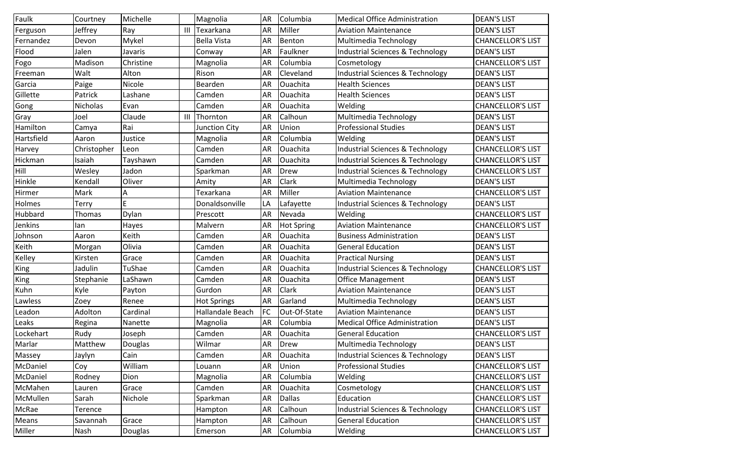| | | | | | | | | |
|---|---|---|---|---|---|---|---|---|
| Faulk | Courtney | Michelle | | Magnolia | AR | Columbia | Medical Office Administration | DEAN'S LIST |
| Ferguson | Jeffrey | Ray | III | Texarkana | AR | Miller | Aviation Maintenance | DEAN'S LIST |
| Fernandez | Devon | Mykel | | Bella Vista | AR | Benton | Multimedia Technology | CHANCELLOR'S LIST |
| Flood | Jalen | Javaris | | Conway | AR | Faulkner | Industrial Sciences & Technology | DEAN'S LIST |
| Fogo | Madison | Christine | | Magnolia | AR | Columbia | Cosmetology | CHANCELLOR'S LIST |
| Freeman | Walt | Alton | | Rison | AR | Cleveland | Industrial Sciences & Technology | DEAN'S LIST |
| Garcia | Paige | Nicole | | Bearden | AR | Ouachita | Health Sciences | DEAN'S LIST |
| Gillette | Patrick | Lashane | | Camden | AR | Ouachita | Health Sciences | DEAN'S LIST |
| Gong | Nicholas | Evan | | Camden | AR | Ouachita | Welding | CHANCELLOR'S LIST |
| Gray | Joel | Claude | III | Thornton | AR | Calhoun | Multimedia Technology | DEAN'S LIST |
| Hamilton | Camya | Rai | | Junction City | AR | Union | Professional Studies | DEAN'S LIST |
| Hartsfield | Aaron | Justice | | Magnolia | AR | Columbia | Welding | DEAN'S LIST |
| Harvey | Christopher | Leon | | Camden | AR | Ouachita | Industrial Sciences & Technology | CHANCELLOR'S LIST |
| Hickman | Isaiah | Tayshawn | | Camden | AR | Ouachita | Industrial Sciences & Technology | CHANCELLOR'S LIST |
| Hill | Wesley | Jadon | | Sparkman | AR | Drew | Industrial Sciences & Technology | CHANCELLOR'S LIST |
| Hinkle | Kendall | Oliver | | Amity | AR | Clark | Multimedia Technology | DEAN'S LIST |
| Hirmer | Mark | A | | Texarkana | AR | Miller | Aviation Maintenance | CHANCELLOR'S LIST |
| Holmes | Terry | E | | Donaldsonville | LA | Lafayette | Industrial Sciences & Technology | DEAN'S LIST |
| Hubbard | Thomas | Dylan | | Prescott | AR | Nevada | Welding | CHANCELLOR'S LIST |
| Jenkins | Ian | Hayes | | Malvern | AR | Hot Spring | Aviation Maintenance | CHANCELLOR'S LIST |
| Johnson | Aaron | Keith | | Camden | AR | Ouachita | Business Administration | DEAN'S LIST |
| Keith | Morgan | Olivia | | Camden | AR | Ouachita | General Education | DEAN'S LIST |
| Kelley | Kirsten | Grace | | Camden | AR | Ouachita | Practical Nursing | DEAN'S LIST |
| King | Jadulin | TuShae | | Camden | AR | Ouachita | Industrial Sciences & Technology | CHANCELLOR'S LIST |
| King | Stephanie | LaShawn | | Camden | AR | Ouachita | Office Management | DEAN'S LIST |
| Kuhn | Kyle | Payton | | Gurdon | AR | Clark | Aviation Maintenance | DEAN'S LIST |
| Lawless | Zoey | Renee | | Hot Springs | AR | Garland | Multimedia Technology | DEAN'S LIST |
| Leadon | Adolton | Cardinal | | Hallandale Beach | FC | Out-Of-State | Aviation Maintenance | DEAN'S LIST |
| Leaks | Regina | Nanette | | Magnolia | AR | Columbia | Medical Office Administration | DEAN'S LIST |
| Lockehart | Rudy | Joseph | | Camden | AR | Ouachita | General Education | CHANCELLOR'S LIST |
| Marlar | Matthew | Douglas | | Wilmar | AR | Drew | Multimedia Technology | DEAN'S LIST |
| Massey | Jaylyn | Cain | | Camden | AR | Ouachita | Industrial Sciences & Technology | DEAN'S LIST |
| McDaniel | Coy | William | | Louann | AR | Union | Professional Studies | CHANCELLOR'S LIST |
| McDaniel | Rodney | Dion | | Magnolia | AR | Columbia | Welding | CHANCELLOR'S LIST |
| McMahen | Lauren | Grace | | Camden | AR | Ouachita | Cosmetology | CHANCELLOR'S LIST |
| McMullen | Sarah | Nichole | | Sparkman | AR | Dallas | Education | CHANCELLOR'S LIST |
| McRae | Terence | | | Hampton | AR | Calhoun | Industrial Sciences & Technology | CHANCELLOR'S LIST |
| Means | Savannah | Grace | | Hampton | AR | Calhoun | General Education | CHANCELLOR'S LIST |
| Miller | Nash | Douglas | | Emerson | AR | Columbia | Welding | CHANCELLOR'S LIST |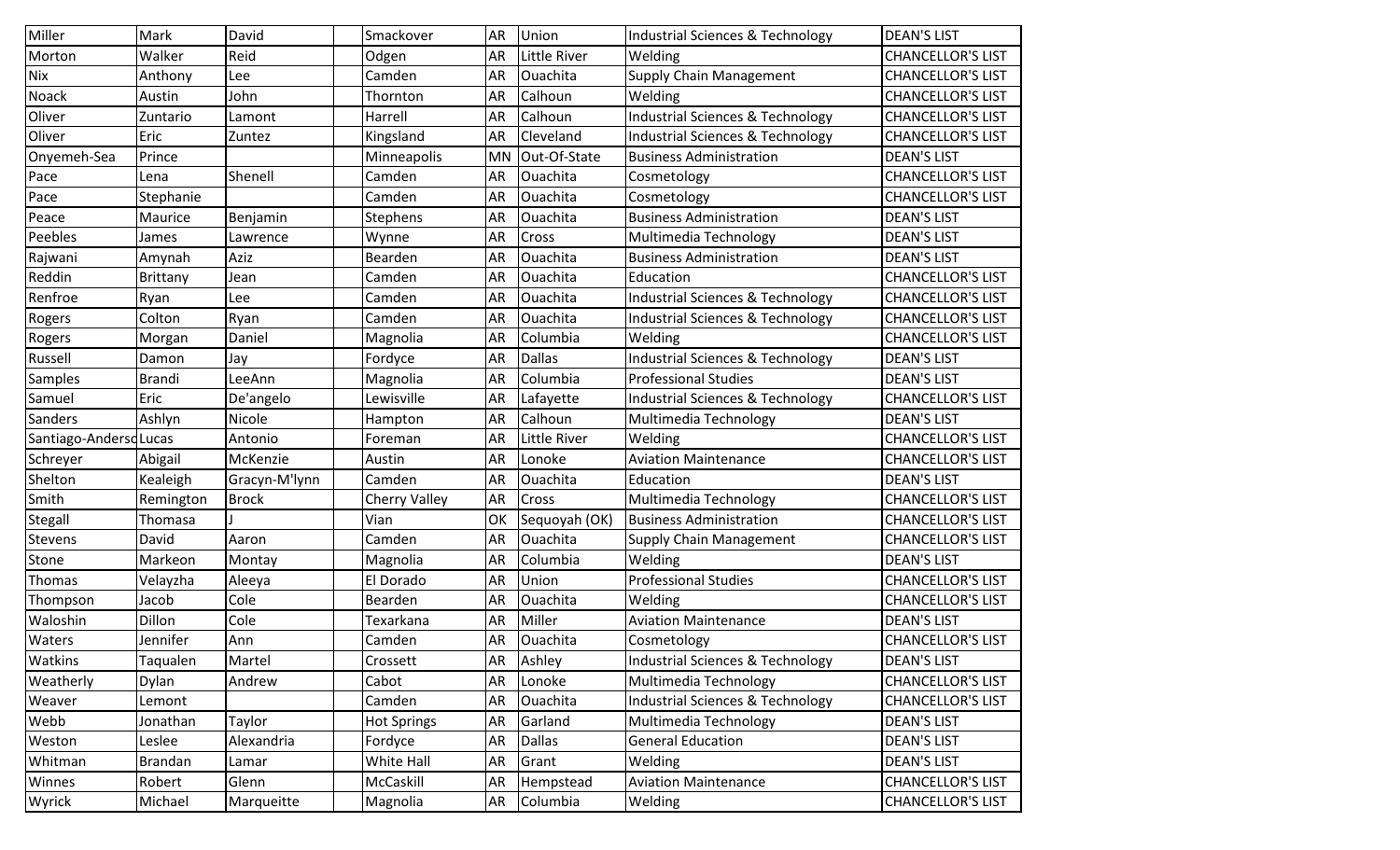| Miller | Mark | David | | Smackover | AR | Union | Industrial Sciences & Technology | DEAN'S LIST |
|---|---|---|---|---|---|---|---|---|
| Morton | Walker | Reid | | Odgen | AR | Little River | Welding | CHANCELLOR'S LIST |
| Nix | Anthony | Lee | | Camden | AR | Ouachita | Supply Chain Management | CHANCELLOR'S LIST |
| Noack | Austin | John | | Thornton | AR | Calhoun | Welding | CHANCELLOR'S LIST |
| Oliver | Zuntario | Lamont | | Harrell | AR | Calhoun | Industrial Sciences & Technology | CHANCELLOR'S LIST |
| Oliver | Eric | Zuntez | | Kingsland | AR | Cleveland | Industrial Sciences & Technology | CHANCELLOR'S LIST |
| Onyemeh-Sea | Prince | | | Minneapolis | MN | Out-Of-State | Business Administration | DEAN'S LIST |
| Pace | Lena | Shenell | | Camden | AR | Ouachita | Cosmetology | CHANCELLOR'S LIST |
| Pace | Stephanie | | | Camden | AR | Ouachita | Cosmetology | CHANCELLOR'S LIST |
| Peace | Maurice | Benjamin | | Stephens | AR | Ouachita | Business Administration | DEAN'S LIST |
| Peebles | James | Lawrence | | Wynne | AR | Cross | Multimedia Technology | DEAN'S LIST |
| Rajwani | Amynah | Aziz | | Bearden | AR | Ouachita | Business Administration | DEAN'S LIST |
| Reddin | Brittany | Jean | | Camden | AR | Ouachita | Education | CHANCELLOR'S LIST |
| Renfroe | Ryan | Lee | | Camden | AR | Ouachita | Industrial Sciences & Technology | CHANCELLOR'S LIST |
| Rogers | Colton | Ryan | | Camden | AR | Ouachita | Industrial Sciences & Technology | CHANCELLOR'S LIST |
| Rogers | Morgan | Daniel | | Magnolia | AR | Columbia | Welding | CHANCELLOR'S LIST |
| Russell | Damon | Jay | | Fordyce | AR | Dallas | Industrial Sciences & Technology | DEAN'S LIST |
| Samples | Brandi | LeeAnn | | Magnolia | AR | Columbia | Professional Studies | DEAN'S LIST |
| Samuel | Eric | De'angelo | | Lewisville | AR | Lafayette | Industrial Sciences & Technology | CHANCELLOR'S LIST |
| Sanders | Ashlyn | Nicole | | Hampton | AR | Calhoun | Multimedia Technology | DEAN'S LIST |
| Santiago-Anderso | Lucas | Antonio | | Foreman | AR | Little River | Welding | CHANCELLOR'S LIST |
| Schreyer | Abigail | McKenzie | | Austin | AR | Lonoke | Aviation Maintenance | CHANCELLOR'S LIST |
| Shelton | Kealeigh | Gracyn-M'lynn | | Camden | AR | Ouachita | Education | DEAN'S LIST |
| Smith | Remington | Brock | | Cherry Valley | AR | Cross | Multimedia Technology | CHANCELLOR'S LIST |
| Stegall | Thomasa | J | | Vian | OK | Sequoyah (OK) | Business Administration | CHANCELLOR'S LIST |
| Stevens | David | Aaron | | Camden | AR | Ouachita | Supply Chain Management | CHANCELLOR'S LIST |
| Stone | Markeon | Montay | | Magnolia | AR | Columbia | Welding | DEAN'S LIST |
| Thomas | Velayzha | Aleeya | | El Dorado | AR | Union | Professional Studies | CHANCELLOR'S LIST |
| Thompson | Jacob | Cole | | Bearden | AR | Ouachita | Welding | CHANCELLOR'S LIST |
| Waloshin | Dillon | Cole | | Texarkana | AR | Miller | Aviation Maintenance | DEAN'S LIST |
| Waters | Jennifer | Ann | | Camden | AR | Ouachita | Cosmetology | CHANCELLOR'S LIST |
| Watkins | Taqualen | Martel | | Crossett | AR | Ashley | Industrial Sciences & Technology | DEAN'S LIST |
| Weatherly | Dylan | Andrew | | Cabot | AR | Lonoke | Multimedia Technology | CHANCELLOR'S LIST |
| Weaver | Lemont | | | Camden | AR | Ouachita | Industrial Sciences & Technology | CHANCELLOR'S LIST |
| Webb | Jonathan | Taylor | | Hot Springs | AR | Garland | Multimedia Technology | DEAN'S LIST |
| Weston | Leslee | Alexandria | | Fordyce | AR | Dallas | General Education | DEAN'S LIST |
| Whitman | Brandan | Lamar | | White Hall | AR | Grant | Welding | DEAN'S LIST |
| Winnes | Robert | Glenn | | McCaskill | AR | Hempstead | Aviation Maintenance | CHANCELLOR'S LIST |
| Wyrick | Michael | Marqueitte | | Magnolia | AR | Columbia | Welding | CHANCELLOR'S LIST |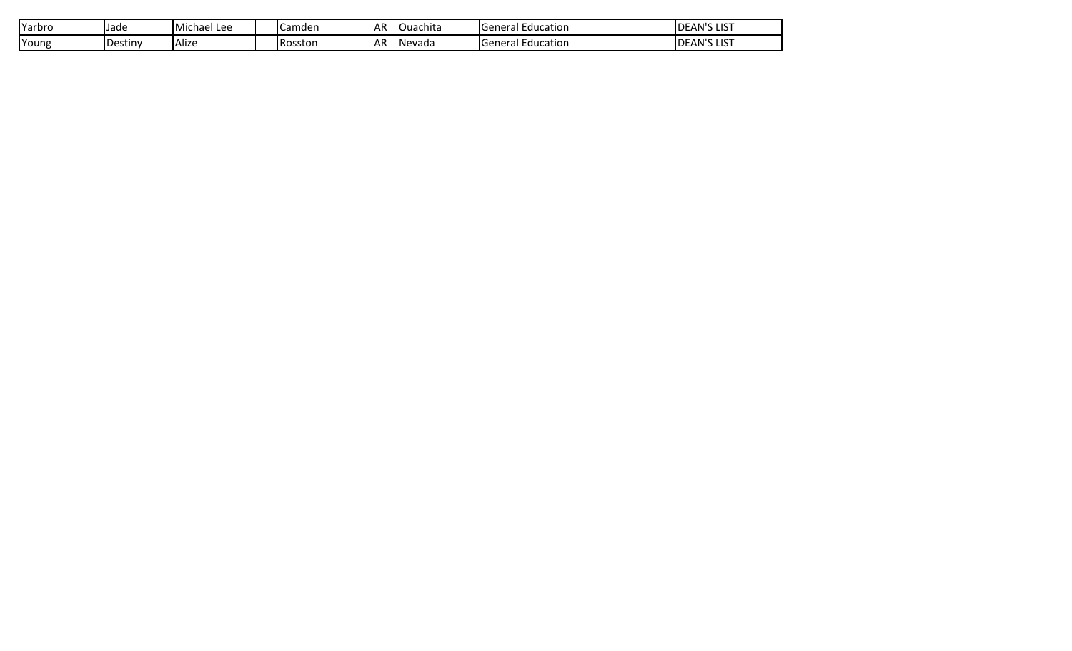| | | | | | | | | |
|---|---|---|---|---|---|---|---|---|
| Yarbro | Jade | Michael Lee | | Camden | AR | Ouachita | General Education | DEAN'S LIST |
| Young | Destiny | Alize | | Rosston | AR | Nevada | General Education | DEAN'S LIST |